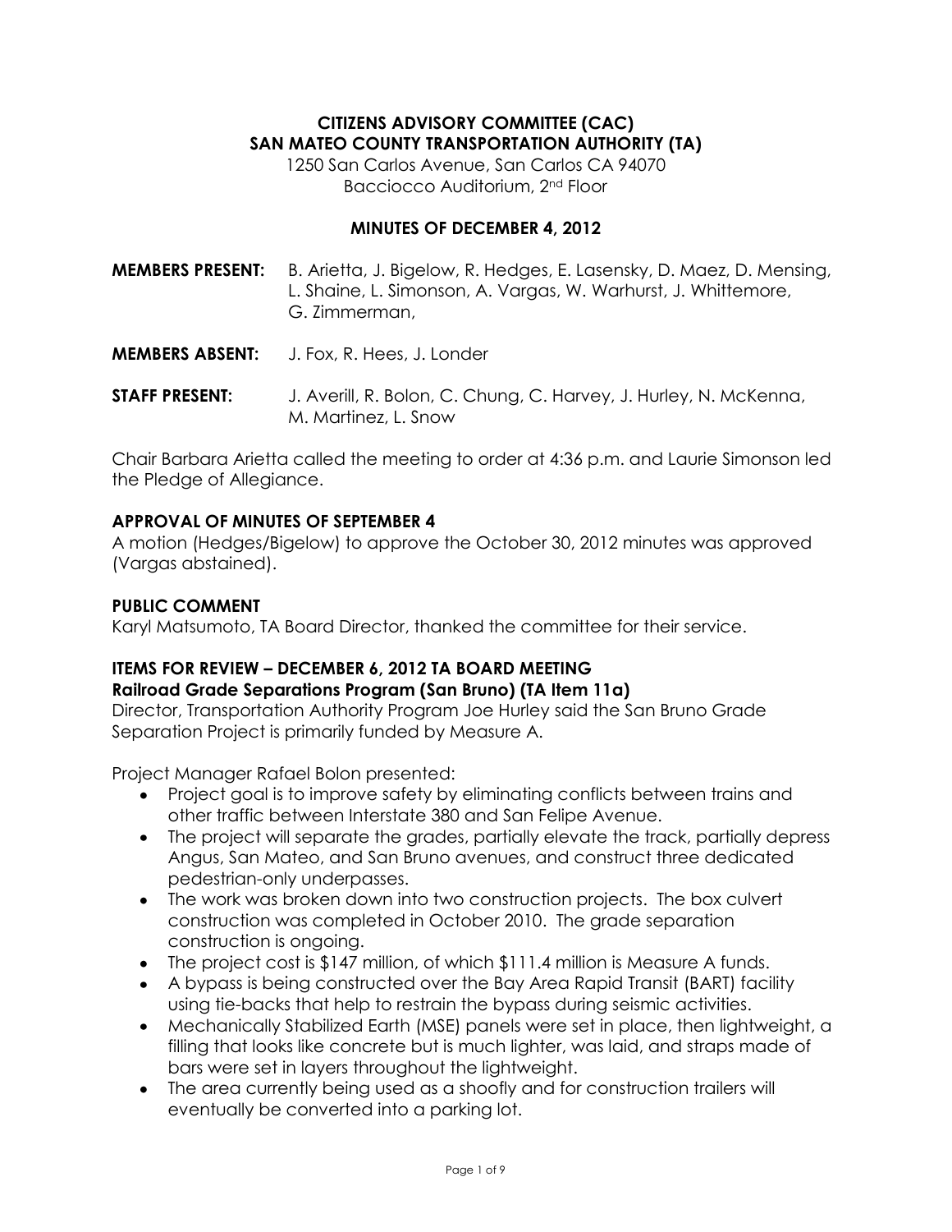# CITIZENS ADVISORY COMMITTEE (CAC)
# SAN MATEO COUNTY TRANSPORTATION AUTHORITY (TA)

1250 San Carlos Avenue, San Carlos CA 94070
Bacciocco Auditorium, 2nd Floor

## MINUTES OF DECEMBER 4, 2012

**MEMBERS PRESENT:** B. Arietta, J. Bigelow, R. Hedges, E. Lasensky, D. Maez, D. Mensing, L. Shaine, L. Simonson, A. Vargas, W. Warhurst, J. Whittemore, G. Zimmerman,

**MEMBERS ABSENT:** J. Fox, R. Hees, J. Londer

**STAFF PRESENT:** J. Averill, R. Bolon, C. Chung, C. Harvey, J. Hurley, N. McKenna, M. Martinez, L. Snow

Chair Barbara Arietta called the meeting to order at 4:36 p.m. and Laurie Simonson led the Pledge of Allegiance.

### APPROVAL OF MINUTES OF SEPTEMBER 4

A motion (Hedges/Bigelow) to approve the October 30, 2012 minutes was approved (Vargas abstained).

### PUBLIC COMMENT

Karyl Matsumoto, TA Board Director, thanked the committee for their service.

### ITEMS FOR REVIEW – DECEMBER 6, 2012 TA BOARD MEETING

**Railroad Grade Separations Program (San Bruno) (TA Item 11a)**

Director, Transportation Authority Program Joe Hurley said the San Bruno Grade Separation Project is primarily funded by Measure A.

Project Manager Rafael Bolon presented:

- Project goal is to improve safety by eliminating conflicts between trains and other traffic between Interstate 380 and San Felipe Avenue.
- The project will separate the grades, partially elevate the track, partially depress Angus, San Mateo, and San Bruno avenues, and construct three dedicated pedestrian-only underpasses.
- The work was broken down into two construction projects. The box culvert construction was completed in October 2010. The grade separation construction is ongoing.
- The project cost is $147 million, of which $111.4 million is Measure A funds.
- A bypass is being constructed over the Bay Area Rapid Transit (BART) facility using tie-backs that help to restrain the bypass during seismic activities.
- Mechanically Stabilized Earth (MSE) panels were set in place, then lightweight, a filling that looks like concrete but is much lighter, was laid, and straps made of bars were set in layers throughout the lightweight.
- The area currently being used as a shoofly and for construction trailers will eventually be converted into a parking lot.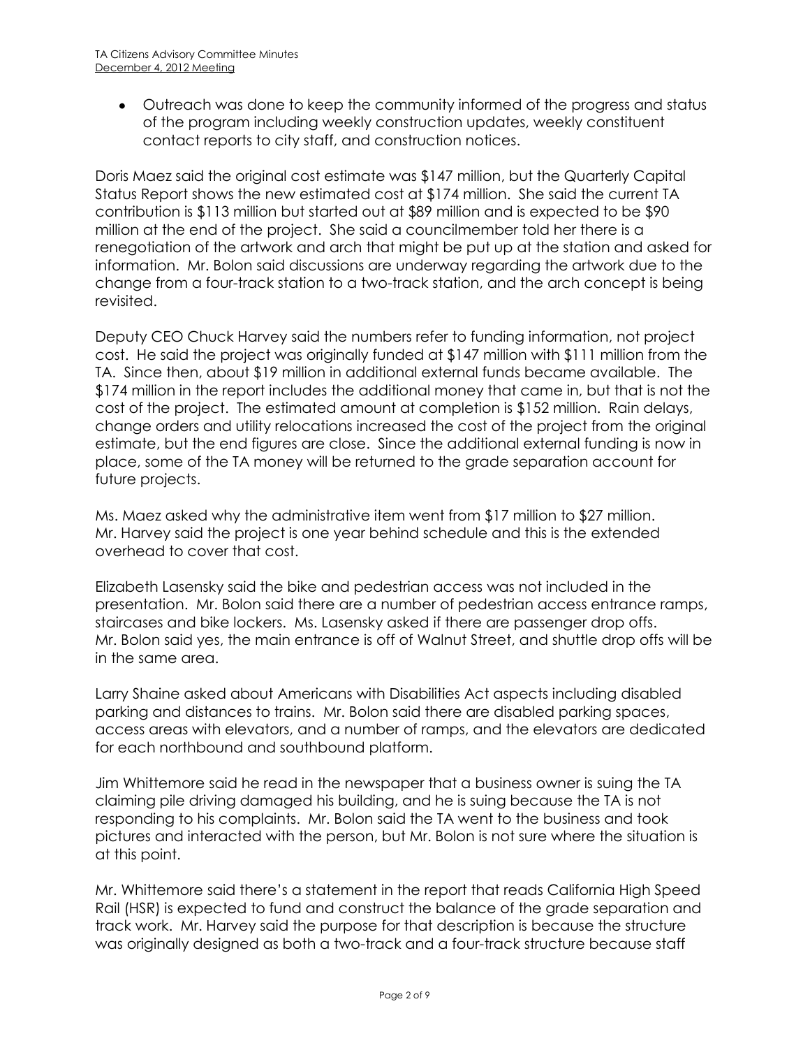- Outreach was done to keep the community informed of the progress and status of the program including weekly construction updates, weekly constituent contact reports to city staff, and construction notices.

Doris Maez said the original cost estimate was $147 million, but the Quarterly Capital Status Report shows the new estimated cost at $174 million. She said the current TA contribution is $113 million but started out at $89 million and is expected to be $90 million at the end of the project. She said a councilmember told her there is a renegotiation of the artwork and arch that might be put up at the station and asked for information. Mr. Bolon said discussions are underway regarding the artwork due to the change from a four-track station to a two-track station, and the arch concept is being revisited.

Deputy CEO Chuck Harvey said the numbers refer to funding information, not project cost. He said the project was originally funded at $147 million with $111 million from the TA. Since then, about $19 million in additional external funds became available. The $174 million in the report includes the additional money that came in, but that is not the cost of the project. The estimated amount at completion is $152 million. Rain delays, change orders and utility relocations increased the cost of the project from the original estimate, but the end figures are close. Since the additional external funding is now in place, some of the TA money will be returned to the grade separation account for future projects.

Ms. Maez asked why the administrative item went from $17 million to $27 million. Mr. Harvey said the project is one year behind schedule and this is the extended overhead to cover that cost.

Elizabeth Lasensky said the bike and pedestrian access was not included in the presentation. Mr. Bolon said there are a number of pedestrian access entrance ramps, staircases and bike lockers. Ms. Lasensky asked if there are passenger drop offs. Mr. Bolon said yes, the main entrance is off of Walnut Street, and shuttle drop offs will be in the same area.

Larry Shaine asked about Americans with Disabilities Act aspects including disabled parking and distances to trains. Mr. Bolon said there are disabled parking spaces, access areas with elevators, and a number of ramps, and the elevators are dedicated for each northbound and southbound platform.

Jim Whittemore said he read in the newspaper that a business owner is suing the TA claiming pile driving damaged his building, and he is suing because the TA is not responding to his complaints. Mr. Bolon said the TA went to the business and took pictures and interacted with the person, but Mr. Bolon is not sure where the situation is at this point.

Mr. Whittemore said there's a statement in the report that reads California High Speed Rail (HSR) is expected to fund and construct the balance of the grade separation and track work. Mr. Harvey said the purpose for that description is because the structure was originally designed as both a two-track and a four-track structure because staff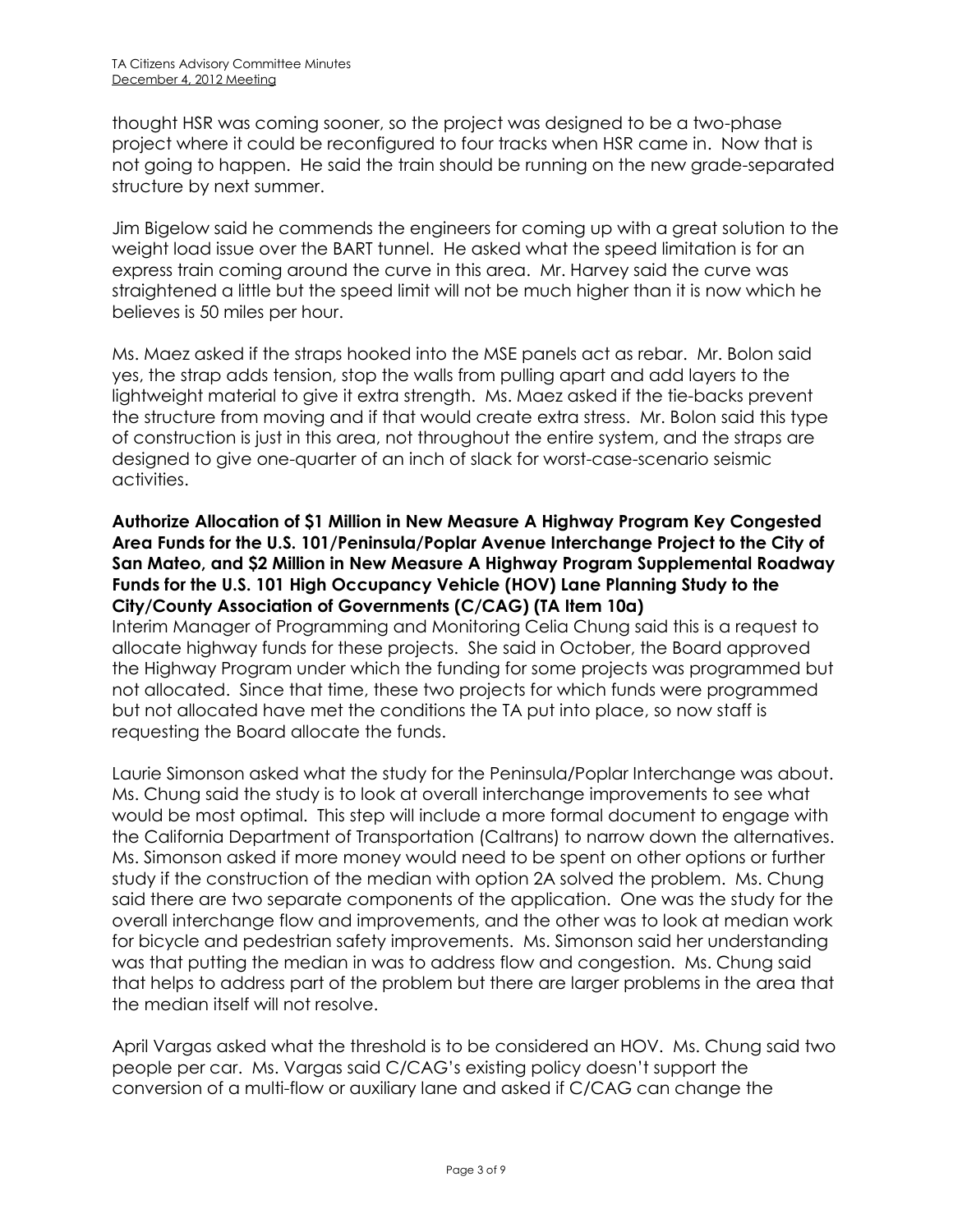thought HSR was coming sooner, so the project was designed to be a two-phase project where it could be reconfigured to four tracks when HSR came in. Now that is not going to happen. He said the train should be running on the new grade-separated structure by next summer.

Jim Bigelow said he commends the engineers for coming up with a great solution to the weight load issue over the BART tunnel. He asked what the speed limitation is for an express train coming around the curve in this area. Mr. Harvey said the curve was straightened a little but the speed limit will not be much higher than it is now which he believes is 50 miles per hour.

Ms. Maez asked if the straps hooked into the MSE panels act as rebar. Mr. Bolon said yes, the strap adds tension, stop the walls from pulling apart and add layers to the lightweight material to give it extra strength. Ms. Maez asked if the tie-backs prevent the structure from moving and if that would create extra stress. Mr. Bolon said this type of construction is just in this area, not throughout the entire system, and the straps are designed to give one-quarter of an inch of slack for worst-case-scenario seismic activities.

**Authorize Allocation of $1 Million in New Measure A Highway Program Key Congested Area Funds for the U.S. 101/Peninsula/Poplar Avenue Interchange Project to the City of San Mateo, and $2 Million in New Measure A Highway Program Supplemental Roadway Funds for the U.S. 101 High Occupancy Vehicle (HOV) Lane Planning Study to the City/County Association of Governments (C/CAG) (TA Item 10a)**

Interim Manager of Programming and Monitoring Celia Chung said this is a request to allocate highway funds for these projects. She said in October, the Board approved the Highway Program under which the funding for some projects was programmed but not allocated. Since that time, these two projects for which funds were programmed but not allocated have met the conditions the TA put into place, so now staff is requesting the Board allocate the funds.

Laurie Simonson asked what the study for the Peninsula/Poplar Interchange was about. Ms. Chung said the study is to look at overall interchange improvements to see what would be most optimal. This step will include a more formal document to engage with the California Department of Transportation (Caltrans) to narrow down the alternatives. Ms. Simonson asked if more money would need to be spent on other options or further study if the construction of the median with option 2A solved the problem. Ms. Chung said there are two separate components of the application. One was the study for the overall interchange flow and improvements, and the other was to look at median work for bicycle and pedestrian safety improvements. Ms. Simonson said her understanding was that putting the median in was to address flow and congestion. Ms. Chung said that helps to address part of the problem but there are larger problems in the area that the median itself will not resolve.

April Vargas asked what the threshold is to be considered an HOV. Ms. Chung said two people per car. Ms. Vargas said C/CAG's existing policy doesn't support the conversion of a multi-flow or auxiliary lane and asked if C/CAG can change the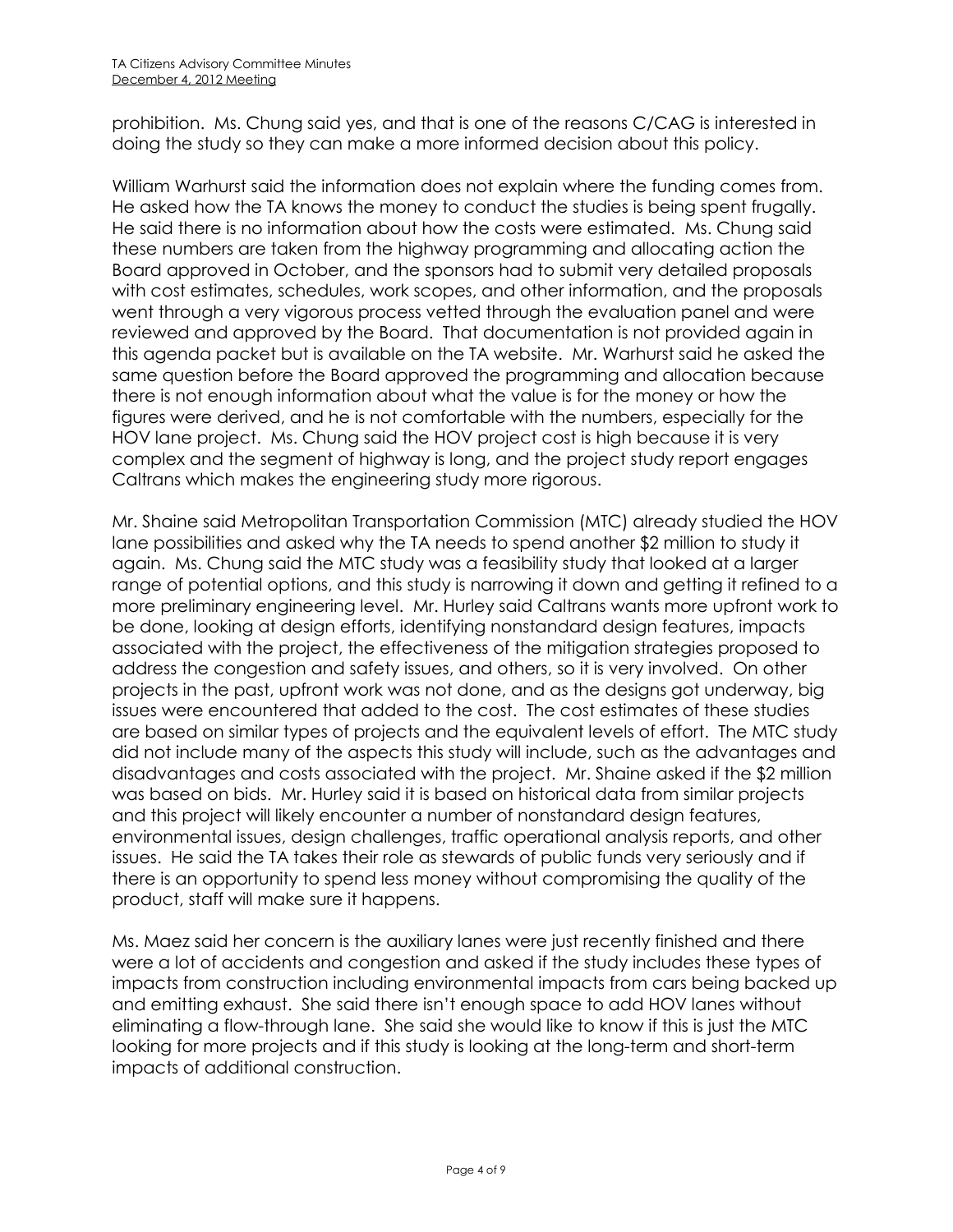prohibition. Ms. Chung said yes, and that is one of the reasons C/CAG is interested in doing the study so they can make a more informed decision about this policy.

William Warhurst said the information does not explain where the funding comes from. He asked how the TA knows the money to conduct the studies is being spent frugally. He said there is no information about how the costs were estimated. Ms. Chung said these numbers are taken from the highway programming and allocating action the Board approved in October, and the sponsors had to submit very detailed proposals with cost estimates, schedules, work scopes, and other information, and the proposals went through a very vigorous process vetted through the evaluation panel and were reviewed and approved by the Board. That documentation is not provided again in this agenda packet but is available on the TA website. Mr. Warhurst said he asked the same question before the Board approved the programming and allocation because there is not enough information about what the value is for the money or how the figures were derived, and he is not comfortable with the numbers, especially for the HOV lane project. Ms. Chung said the HOV project cost is high because it is very complex and the segment of highway is long, and the project study report engages Caltrans which makes the engineering study more rigorous.

Mr. Shaine said Metropolitan Transportation Commission (MTC) already studied the HOV lane possibilities and asked why the TA needs to spend another $2 million to study it again. Ms. Chung said the MTC study was a feasibility study that looked at a larger range of potential options, and this study is narrowing it down and getting it refined to a more preliminary engineering level. Mr. Hurley said Caltrans wants more upfront work to be done, looking at design efforts, identifying nonstandard design features, impacts associated with the project, the effectiveness of the mitigation strategies proposed to address the congestion and safety issues, and others, so it is very involved. On other projects in the past, upfront work was not done, and as the designs got underway, big issues were encountered that added to the cost. The cost estimates of these studies are based on similar types of projects and the equivalent levels of effort. The MTC study did not include many of the aspects this study will include, such as the advantages and disadvantages and costs associated with the project. Mr. Shaine asked if the $2 million was based on bids. Mr. Hurley said it is based on historical data from similar projects and this project will likely encounter a number of nonstandard design features, environmental issues, design challenges, traffic operational analysis reports, and other issues. He said the TA takes their role as stewards of public funds very seriously and if there is an opportunity to spend less money without compromising the quality of the product, staff will make sure it happens.

Ms. Maez said her concern is the auxiliary lanes were just recently finished and there were a lot of accidents and congestion and asked if the study includes these types of impacts from construction including environmental impacts from cars being backed up and emitting exhaust. She said there isn't enough space to add HOV lanes without eliminating a flow-through lane. She said she would like to know if this is just the MTC looking for more projects and if this study is looking at the long-term and short-term impacts of additional construction.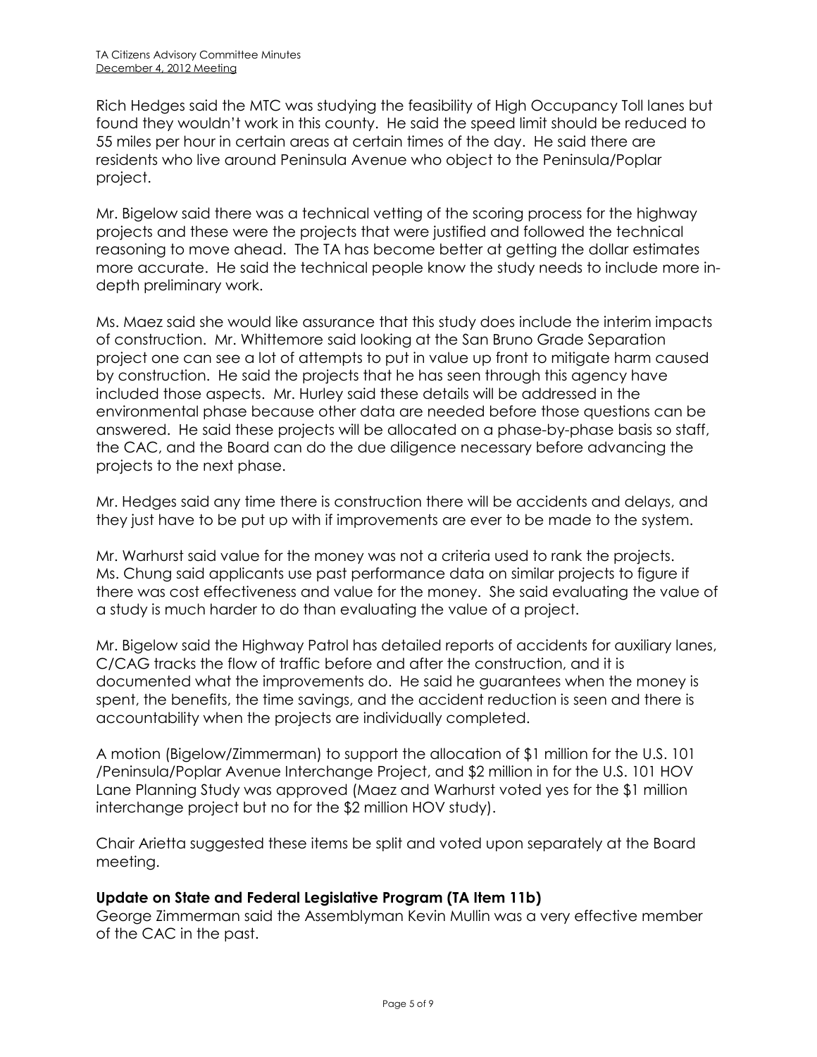Rich Hedges said the MTC was studying the feasibility of High Occupancy Toll lanes but found they wouldn't work in this county. He said the speed limit should be reduced to 55 miles per hour in certain areas at certain times of the day. He said there are residents who live around Peninsula Avenue who object to the Peninsula/Poplar project.

Mr. Bigelow said there was a technical vetting of the scoring process for the highway projects and these were the projects that were justified and followed the technical reasoning to move ahead. The TA has become better at getting the dollar estimates more accurate. He said the technical people know the study needs to include more in-depth preliminary work.

Ms. Maez said she would like assurance that this study does include the interim impacts of construction. Mr. Whittemore said looking at the San Bruno Grade Separation project one can see a lot of attempts to put in value up front to mitigate harm caused by construction. He said the projects that he has seen through this agency have included those aspects. Mr. Hurley said these details will be addressed in the environmental phase because other data are needed before those questions can be answered. He said these projects will be allocated on a phase-by-phase basis so staff, the CAC, and the Board can do the due diligence necessary before advancing the projects to the next phase.

Mr. Hedges said any time there is construction there will be accidents and delays, and they just have to be put up with if improvements are ever to be made to the system.

Mr. Warhurst said value for the money was not a criteria used to rank the projects. Ms. Chung said applicants use past performance data on similar projects to figure if there was cost effectiveness and value for the money. She said evaluating the value of a study is much harder to do than evaluating the value of a project.

Mr. Bigelow said the Highway Patrol has detailed reports of accidents for auxiliary lanes, C/CAG tracks the flow of traffic before and after the construction, and it is documented what the improvements do. He said he guarantees when the money is spent, the benefits, the time savings, and the accident reduction is seen and there is accountability when the projects are individually completed.

A motion (Bigelow/Zimmerman) to support the allocation of $1 million for the U.S. 101 /Peninsula/Poplar Avenue Interchange Project, and $2 million in for the U.S. 101 HOV Lane Planning Study was approved (Maez and Warhurst voted yes for the $1 million interchange project but no for the $2 million HOV study).

Chair Arietta suggested these items be split and voted upon separately at the Board meeting.

**Update on State and Federal Legislative Program (TA Item 11b)**

George Zimmerman said the Assemblyman Kevin Mullin was a very effective member of the CAC in the past.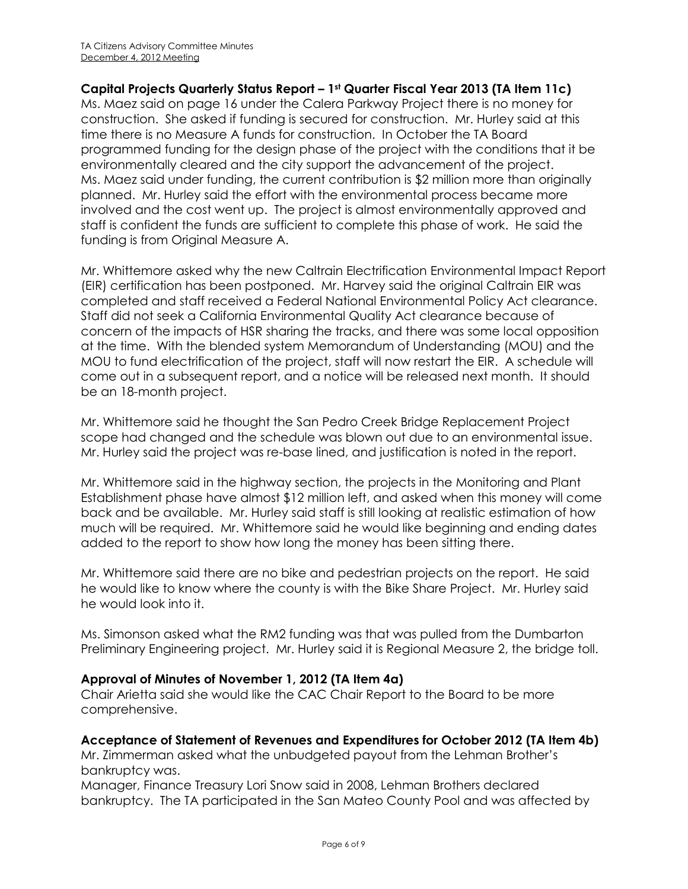**Capital Projects Quarterly Status Report – 1st Quarter Fiscal Year 2013 (TA Item 11c)**

Ms. Maez said on page 16 under the Calera Parkway Project there is no money for construction. She asked if funding is secured for construction. Mr. Hurley said at this time there is no Measure A funds for construction. In October the TA Board programmed funding for the design phase of the project with the conditions that it be environmentally cleared and the city support the advancement of the project. Ms. Maez said under funding, the current contribution is $2 million more than originally planned. Mr. Hurley said the effort with the environmental process became more involved and the cost went up. The project is almost environmentally approved and staff is confident the funds are sufficient to complete this phase of work. He said the funding is from Original Measure A.

Mr. Whittemore asked why the new Caltrain Electrification Environmental Impact Report (EIR) certification has been postponed. Mr. Harvey said the original Caltrain EIR was completed and staff received a Federal National Environmental Policy Act clearance. Staff did not seek a California Environmental Quality Act clearance because of concern of the impacts of HSR sharing the tracks, and there was some local opposition at the time. With the blended system Memorandum of Understanding (MOU) and the MOU to fund electrification of the project, staff will now restart the EIR. A schedule will come out in a subsequent report, and a notice will be released next month. It should be an 18-month project.

Mr. Whittemore said he thought the San Pedro Creek Bridge Replacement Project scope had changed and the schedule was blown out due to an environmental issue. Mr. Hurley said the project was re-base lined, and justification is noted in the report.

Mr. Whittemore said in the highway section, the projects in the Monitoring and Plant Establishment phase have almost $12 million left, and asked when this money will come back and be available. Mr. Hurley said staff is still looking at realistic estimation of how much will be required. Mr. Whittemore said he would like beginning and ending dates added to the report to show how long the money has been sitting there.

Mr. Whittemore said there are no bike and pedestrian projects on the report. He said he would like to know where the county is with the Bike Share Project. Mr. Hurley said he would look into it.

Ms. Simonson asked what the RM2 funding was that was pulled from the Dumbarton Preliminary Engineering project. Mr. Hurley said it is Regional Measure 2, the bridge toll.

**Approval of Minutes of November 1, 2012 (TA Item 4a)**

Chair Arietta said she would like the CAC Chair Report to the Board to be more comprehensive.

**Acceptance of Statement of Revenues and Expenditures for October 2012 (TA Item 4b)**

Mr. Zimmerman asked what the unbudgeted payout from the Lehman Brother's bankruptcy was.

Manager, Finance Treasury Lori Snow said in 2008, Lehman Brothers declared bankruptcy. The TA participated in the San Mateo County Pool and was affected by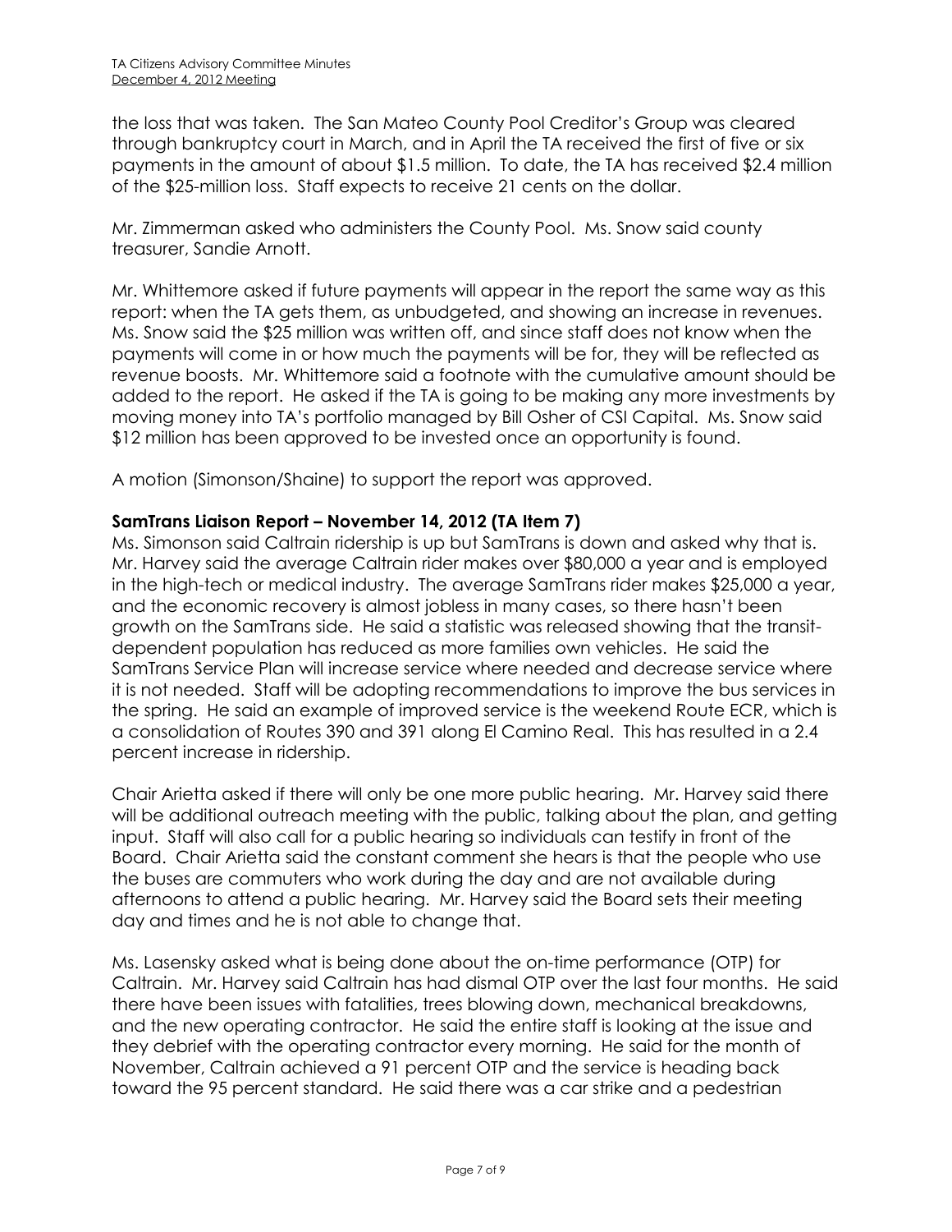the loss that was taken. The San Mateo County Pool Creditor's Group was cleared through bankruptcy court in March, and in April the TA received the first of five or six payments in the amount of about $1.5 million. To date, the TA has received $2.4 million of the $25-million loss. Staff expects to receive 21 cents on the dollar.

Mr. Zimmerman asked who administers the County Pool. Ms. Snow said county treasurer, Sandie Arnott.

Mr. Whittemore asked if future payments will appear in the report the same way as this report: when the TA gets them, as unbudgeted, and showing an increase in revenues. Ms. Snow said the $25 million was written off, and since staff does not know when the payments will come in or how much the payments will be for, they will be reflected as revenue boosts. Mr. Whittemore said a footnote with the cumulative amount should be added to the report. He asked if the TA is going to be making any more investments by moving money into TA's portfolio managed by Bill Osher of CSI Capital. Ms. Snow said $12 million has been approved to be invested once an opportunity is found.

A motion (Simonson/Shaine) to support the report was approved.

**SamTrans Liaison Report – November 14, 2012 (TA Item 7)**

Ms. Simonson said Caltrain ridership is up but SamTrans is down and asked why that is. Mr. Harvey said the average Caltrain rider makes over $80,000 a year and is employed in the high-tech or medical industry. The average SamTrans rider makes $25,000 a year, and the economic recovery is almost jobless in many cases, so there hasn't been growth on the SamTrans side. He said a statistic was released showing that the transit-dependent population has reduced as more families own vehicles. He said the SamTrans Service Plan will increase service where needed and decrease service where it is not needed. Staff will be adopting recommendations to improve the bus services in the spring. He said an example of improved service is the weekend Route ECR, which is a consolidation of Routes 390 and 391 along El Camino Real. This has resulted in a 2.4 percent increase in ridership.

Chair Arietta asked if there will only be one more public hearing. Mr. Harvey said there will be additional outreach meeting with the public, talking about the plan, and getting input. Staff will also call for a public hearing so individuals can testify in front of the Board. Chair Arietta said the constant comment she hears is that the people who use the buses are commuters who work during the day and are not available during afternoons to attend a public hearing. Mr. Harvey said the Board sets their meeting day and times and he is not able to change that.

Ms. Lasensky asked what is being done about the on-time performance (OTP) for Caltrain. Mr. Harvey said Caltrain has had dismal OTP over the last four months. He said there have been issues with fatalities, trees blowing down, mechanical breakdowns, and the new operating contractor. He said the entire staff is looking at the issue and they debrief with the operating contractor every morning. He said for the month of November, Caltrain achieved a 91 percent OTP and the service is heading back toward the 95 percent standard. He said there was a car strike and a pedestrian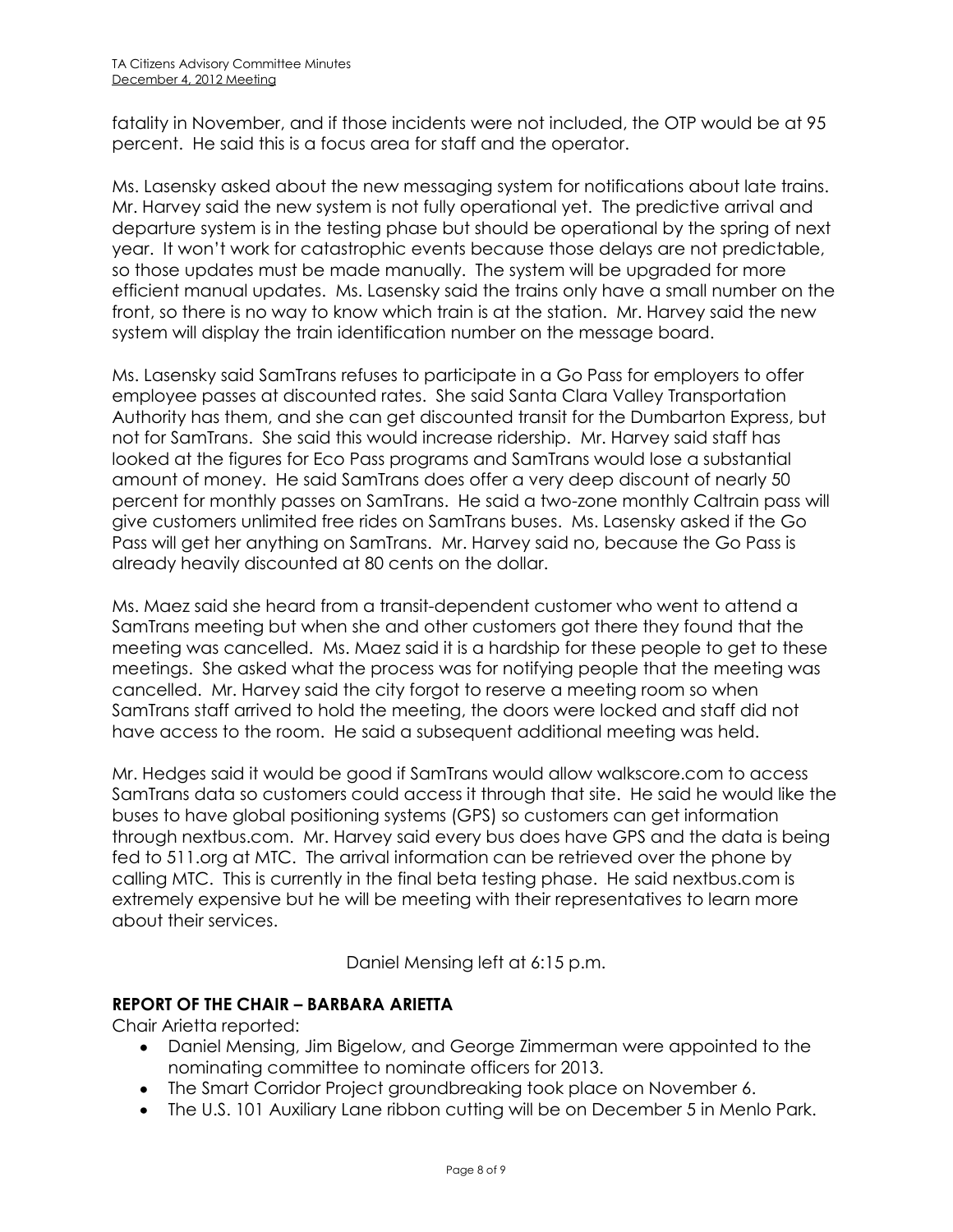fatality in November, and if those incidents were not included, the OTP would be at 95 percent. He said this is a focus area for staff and the operator.

Ms. Lasensky asked about the new messaging system for notifications about late trains. Mr. Harvey said the new system is not fully operational yet. The predictive arrival and departure system is in the testing phase but should be operational by the spring of next year. It won't work for catastrophic events because those delays are not predictable, so those updates must be made manually. The system will be upgraded for more efficient manual updates. Ms. Lasensky said the trains only have a small number on the front, so there is no way to know which train is at the station. Mr. Harvey said the new system will display the train identification number on the message board.

Ms. Lasensky said SamTrans refuses to participate in a Go Pass for employers to offer employee passes at discounted rates. She said Santa Clara Valley Transportation Authority has them, and she can get discounted transit for the Dumbarton Express, but not for SamTrans. She said this would increase ridership. Mr. Harvey said staff has looked at the figures for Eco Pass programs and SamTrans would lose a substantial amount of money. He said SamTrans does offer a very deep discount of nearly 50 percent for monthly passes on SamTrans. He said a two-zone monthly Caltrain pass will give customers unlimited free rides on SamTrans buses. Ms. Lasensky asked if the Go Pass will get her anything on SamTrans. Mr. Harvey said no, because the Go Pass is already heavily discounted at 80 cents on the dollar.

Ms. Maez said she heard from a transit-dependent customer who went to attend a SamTrans meeting but when she and other customers got there they found that the meeting was cancelled. Ms. Maez said it is a hardship for these people to get to these meetings. She asked what the process was for notifying people that the meeting was cancelled. Mr. Harvey said the city forgot to reserve a meeting room so when SamTrans staff arrived to hold the meeting, the doors were locked and staff did not have access to the room. He said a subsequent additional meeting was held.

Mr. Hedges said it would be good if SamTrans would allow walkscore.com to access SamTrans data so customers could access it through that site. He said he would like the buses to have global positioning systems (GPS) so customers can get information through nextbus.com. Mr. Harvey said every bus does have GPS and the data is being fed to 511.org at MTC. The arrival information can be retrieved over the phone by calling MTC. This is currently in the final beta testing phase. He said nextbus.com is extremely expensive but he will be meeting with their representatives to learn more about their services.

Daniel Mensing left at 6:15 p.m.

**REPORT OF THE CHAIR – BARBARA ARIETTA**

Chair Arietta reported:

- Daniel Mensing, Jim Bigelow, and George Zimmerman were appointed to the nominating committee to nominate officers for 2013.
- The Smart Corridor Project groundbreaking took place on November 6.
- The U.S. 101 Auxiliary Lane ribbon cutting will be on December 5 in Menlo Park.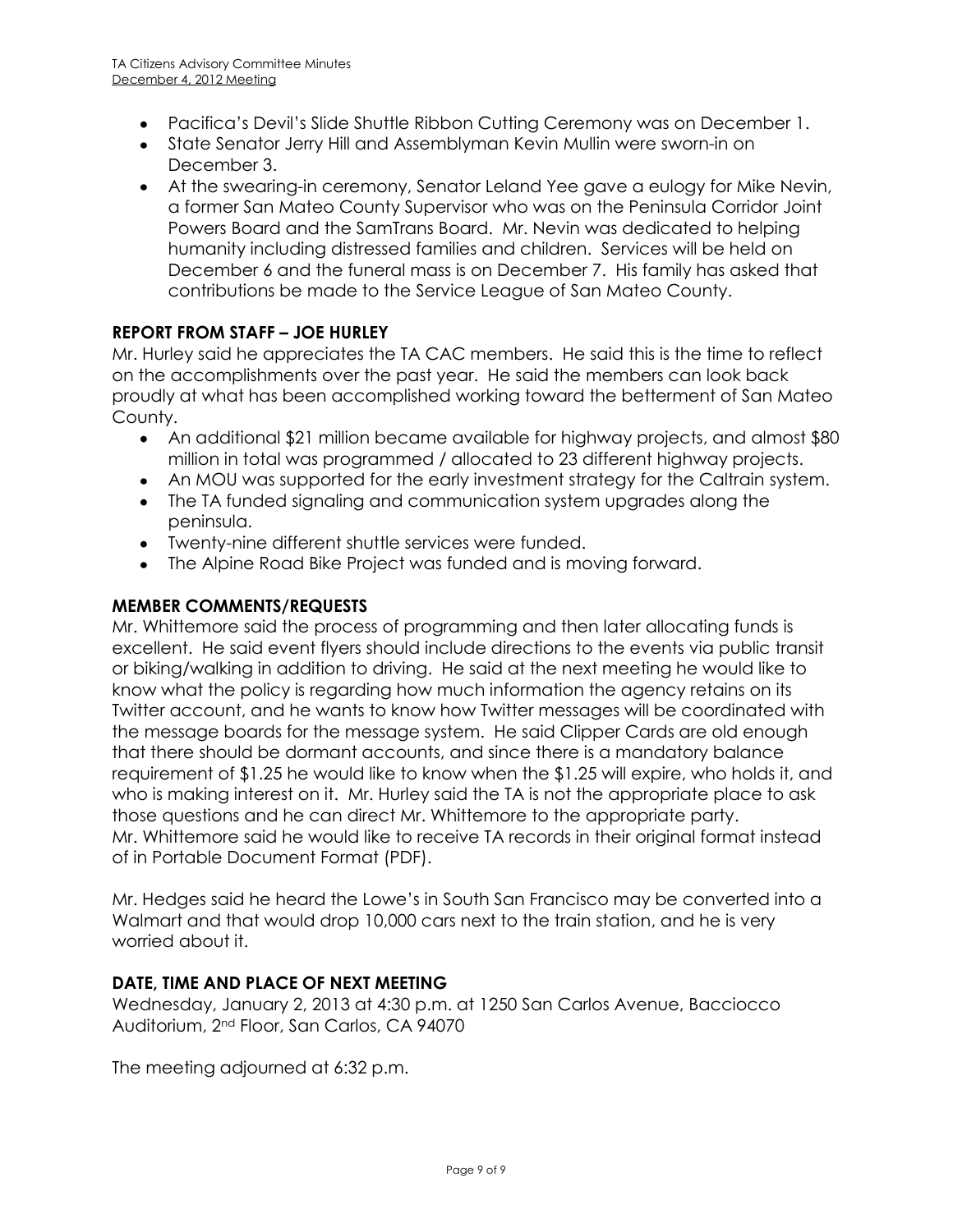- Pacifica's Devil's Slide Shuttle Ribbon Cutting Ceremony was on December 1.
- State Senator Jerry Hill and Assemblyman Kevin Mullin were sworn-in on December 3.
- At the swearing-in ceremony, Senator Leland Yee gave a eulogy for Mike Nevin, a former San Mateo County Supervisor who was on the Peninsula Corridor Joint Powers Board and the SamTrans Board. Mr. Nevin was dedicated to helping humanity including distressed families and children. Services will be held on December 6 and the funeral mass is on December 7. His family has asked that contributions be made to the Service League of San Mateo County.

## REPORT FROM STAFF – JOE HURLEY

Mr. Hurley said he appreciates the TA CAC members. He said this is the time to reflect on the accomplishments over the past year. He said the members can look back proudly at what has been accomplished working toward the betterment of San Mateo County.

- An additional $21 million became available for highway projects, and almost $80 million in total was programmed / allocated to 23 different highway projects.
- An MOU was supported for the early investment strategy for the Caltrain system.
- The TA funded signaling and communication system upgrades along the peninsula.
- Twenty-nine different shuttle services were funded.
- The Alpine Road Bike Project was funded and is moving forward.

## MEMBER COMMENTS/REQUESTS

Mr. Whittemore said the process of programming and then later allocating funds is excellent. He said event flyers should include directions to the events via public transit or biking/walking in addition to driving. He said at the next meeting he would like to know what the policy is regarding how much information the agency retains on its Twitter account, and he wants to know how Twitter messages will be coordinated with the message boards for the message system. He said Clipper Cards are old enough that there should be dormant accounts, and since there is a mandatory balance requirement of $1.25 he would like to know when the $1.25 will expire, who holds it, and who is making interest on it. Mr. Hurley said the TA is not the appropriate place to ask those questions and he can direct Mr. Whittemore to the appropriate party. Mr. Whittemore said he would like to receive TA records in their original format instead of in Portable Document Format (PDF).

Mr. Hedges said he heard the Lowe's in South San Francisco may be converted into a Walmart and that would drop 10,000 cars next to the train station, and he is very worried about it.

## DATE, TIME AND PLACE OF NEXT MEETING

Wednesday, January 2, 2013 at 4:30 p.m. at 1250 San Carlos Avenue, Bacciocco Auditorium, 2nd Floor, San Carlos, CA 94070

The meeting adjourned at 6:32 p.m.